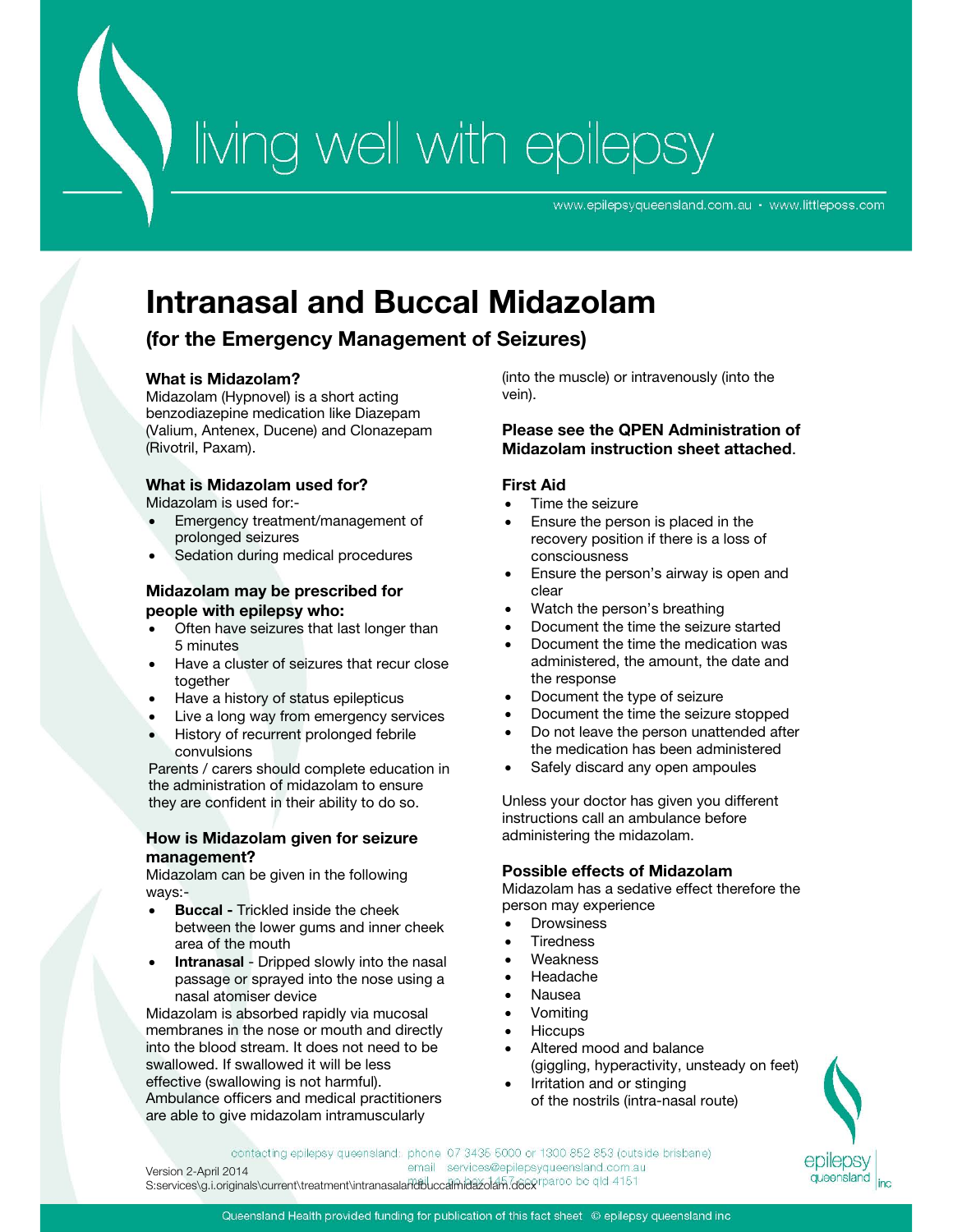# Intranasal and Buccal Midazolam

## (for the Emergency Management of Seizures)

### What is Midazolam?

Midazolam (Hypnovel) is a short acting benzodiazepine medication like Diazepam (Valium, Antenex, Ducene) and Clonazepam (Rivotril, Paxam).

### What is Midazolam used for?

Midazolam is used for:-

- Emergency treatment/management of prolonged seizures
- Sedation during medical procedures

### Midazolam may be prescribed for people with epilepsy who:

- Often have seizures that last longer than 5 minutes
- Have a cluster of seizures that recur close together
- Have a history of status epilepticus
- Live a long way from emergency services
- History of recurrent prolonged febrile convulsions

Parents / carers should complete education in the administration of midazolam to ensure they are confident in their ability to do so.

### How is Midazolam given for seizure management?

Midazolam can be given in the following ways:-

- **Buccal -** Trickled inside the cheek between the lower gums and inner cheek area of the mouth
- **Intranasal** - Dripped slowly into the nasal passage or sprayed into the nose using a nasal atomiser device

Midazolam is absorbed rapidly via mucosal membranes in the nose or mouth and directly into the blood stream. It does not need to be swallowed. If swallowed it will be less effective (swallowing is not harmful). Ambulance officers and medical practitioners are able to give midazolam intramuscularly (into the muscle) or intravenously (into the vein).

**Please see the QPEN Administration of Midazolam instruction sheet attached.**

### First Aid

- Time the seizure
- Ensure the person is placed in the recovery position if there is a loss of consciousness
- Ensure the person's airway is open and clear
- Watch the person's breathing
- Document the time the seizure started
- Document the time the medication was administered, the amount, the date and the response
- Document the type of seizure
- Document the time the seizure stopped
- Do not leave the person unattended after the medication has been administered
- Safely discard any open ampoules

Unless your doctor has given you different instructions call an ambulance before administering the midazolam.

### Possible effects of Midazolam

Midazolam has a sedative effect therefore the person may experience

- Drowsiness
- Tiredness
- Weakness
- Headache
- Nausea
- Vomiting
- Hiccups
- Altered mood and balance (giggling, hyperactivity, unsteady on feet)
- Irritation and or stinging of the nostrils (intra-nasal route)

contacting epilepsy queensland: phone 07 3435 5000 or 1300 852 853 (outside brisbane)
email services@epilepsyqueensland.com.au
mail po box 1457 coorparoo bc qld 4151

Version 2-April 2014
S:services\g.i.originals\current\treatment\intranasalandbuccalmidazolam.docx

Queensland Health provided funding for publication of this fact sheet © epilepsy queensland inc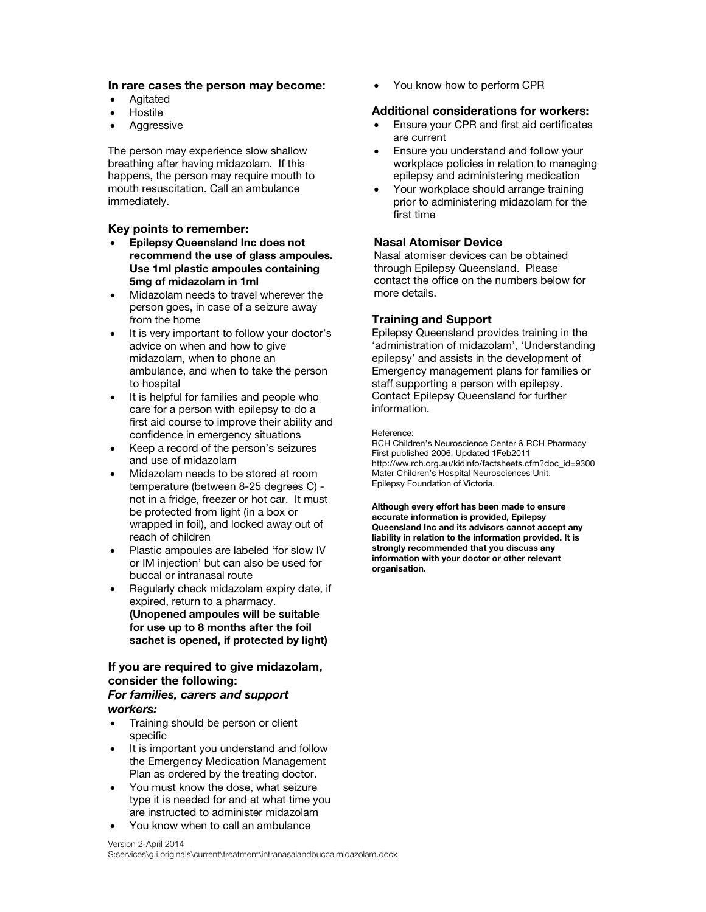### In rare cases the person may become:

- Agitated
- Hostile
- Aggressive

The person may experience slow shallow breathing after having midazolam. If this happens, the person may require mouth to mouth resuscitation. Call an ambulance immediately.

### Key points to remember:

- **Epilepsy Queensland Inc does not recommend the use of glass ampoules. Use 1ml plastic ampoules containing 5mg of midazolam in 1ml**
- Midazolam needs to travel wherever the person goes, in case of a seizure away from the home
- It is very important to follow your doctor's advice on when and how to give midazolam, when to phone an ambulance, and when to take the person to hospital
- It is helpful for families and people who care for a person with epilepsy to do a first aid course to improve their ability and confidence in emergency situations
- Keep a record of the person's seizures and use of midazolam
- Midazolam needs to be stored at room temperature (between 8-25 degrees C) - not in a fridge, freezer or hot car. It must be protected from light (in a box or wrapped in foil), and locked away out of reach of children
- Plastic ampoules are labeled 'for slow IV or IM injection' but can also be used for buccal or intranasal route
- Regularly check midazolam expiry date, if expired, return to a pharmacy. **(Unopened ampoules will be suitable for use up to 8 months after the foil sachet is opened, if protected by light)**

### If you are required to give midazolam, consider the following:

#### *For families, carers and support workers:*

- Training should be person or client specific
- It is important you understand and follow the Emergency Medication Management Plan as ordered by the treating doctor.
- You must know the dose, what seizure type it is needed for and at what time you are instructed to administer midazolam
- You know when to call an ambulance
- You know how to perform CPR

### Additional considerations for workers:

- Ensure your CPR and first aid certificates are current
- Ensure you understand and follow your workplace policies in relation to managing epilepsy and administering medication
- Your workplace should arrange training prior to administering midazolam for the first time

### Nasal Atomiser Device

Nasal atomiser devices can be obtained through Epilepsy Queensland. Please contact the office on the numbers below for more details.

### Training and Support

Epilepsy Queensland provides training in the 'administration of midazolam', 'Understanding epilepsy' and assists in the development of Emergency management plans for families or staff supporting a person with epilepsy. Contact Epilepsy Queensland for further information.

Reference:
RCH Children's Neuroscience Center & RCH Pharmacy
First published 2006. Updated 1Feb2011
http://ww.rch.org.au/kidinfo/factsheets.cfm?doc_id=9300
Mater Children's Hospital Neurosciences Unit.
Epilepsy Foundation of Victoria.

**Although every effort has been made to ensure accurate information is provided, Epilepsy Queensland Inc and its advisors cannot accept any liability in relation to the information provided. It is strongly recommended that you discuss any information with your doctor or other relevant organisation.**

Version 2-April 2014
S:services\g.i.originals\current\treatment\intranasalandbuccalmidazolam.docx